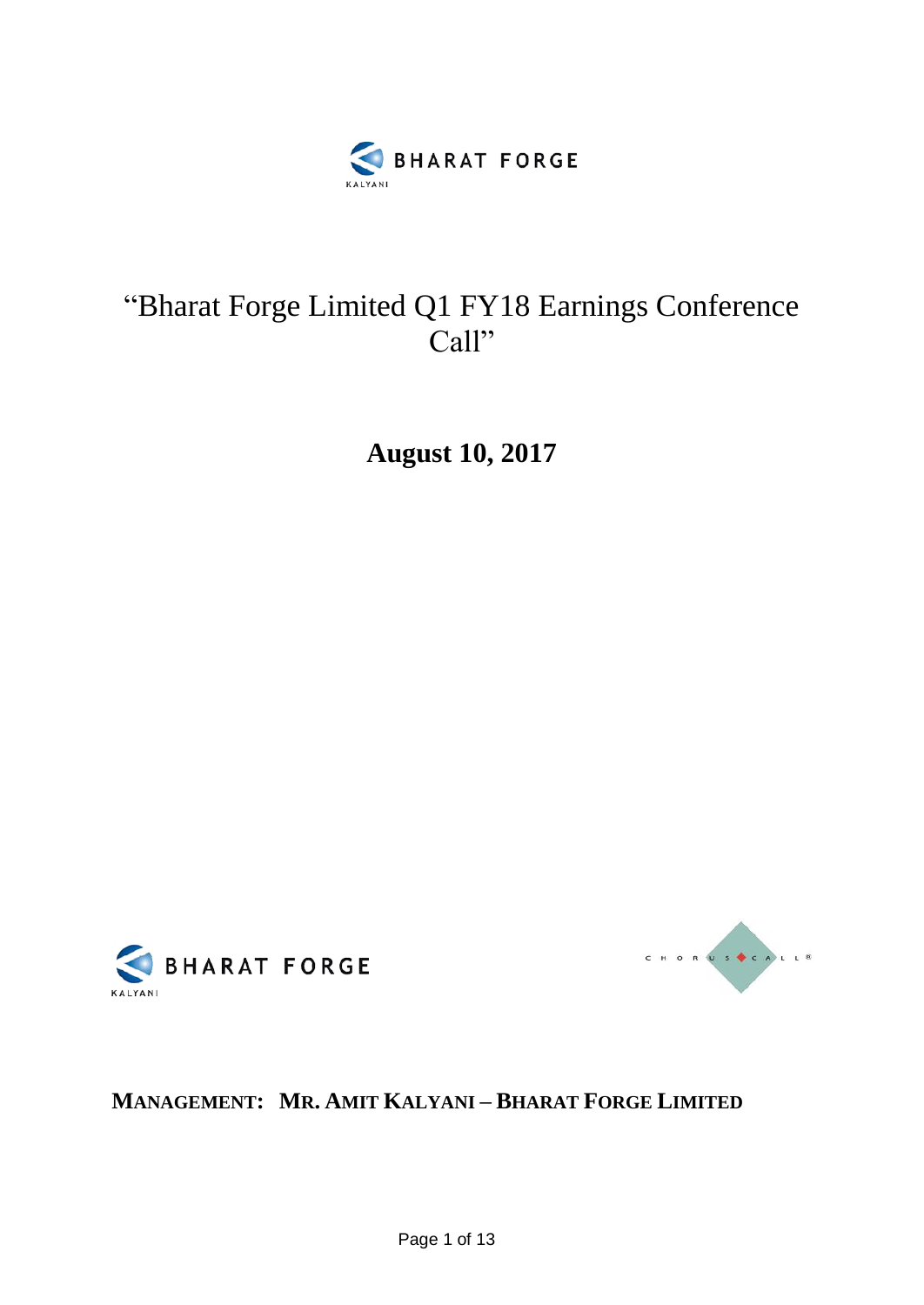# "Bharat Forge Limited Q1 FY18 Earnings Conference Call"

**August 10, 2017**

**MANAGEMENT: MR. AMIT KALYANI – BHARAT FORGE LIMITED**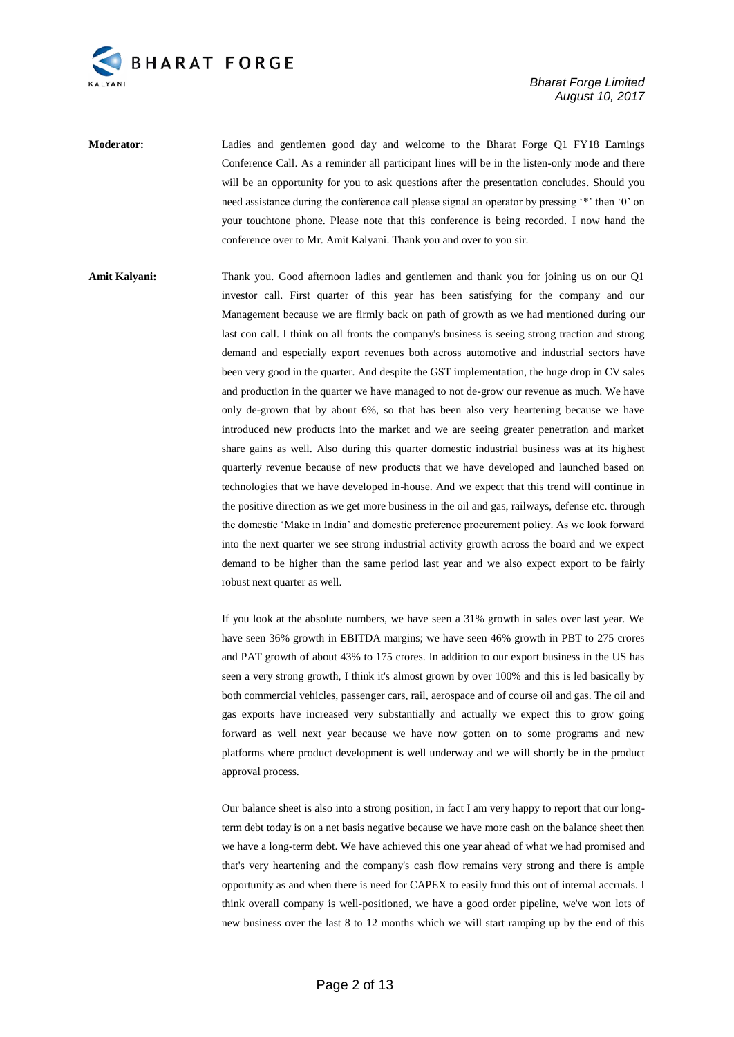**Moderator:** Ladies and gentlemen good day and welcome to the Bharat Forge Q1 FY18 Earnings Conference Call. As a reminder all participant lines will be in the listen-only mode and there will be an opportunity for you to ask questions after the presentation concludes. Should you need assistance during the conference call please signal an operator by pressing '*' then '0' on your touchtone phone. Please note that this conference is being recorded. I now hand the conference over to Mr. Amit Kalyani. Thank you and over to you sir.

**Amit Kalyani:** Thank you. Good afternoon ladies and gentlemen and thank you for joining us on our Q1 investor call. First quarter of this year has been satisfying for the company and our Management because we are firmly back on path of growth as we had mentioned during our last con call. I think on all fronts the company's business is seeing strong traction and strong demand and especially export revenues both across automotive and industrial sectors have been very good in the quarter. And despite the GST implementation, the huge drop in CV sales and production in the quarter we have managed to not de-grow our revenue as much. We have only de-grown that by about 6%, so that has been also very heartening because we have introduced new products into the market and we are seeing greater penetration and market share gains as well. Also during this quarter domestic industrial business was at its highest quarterly revenue because of new products that we have developed and launched based on technologies that we have developed in-house. And we expect that this trend will continue in the positive direction as we get more business in the oil and gas, railways, defense etc. through the domestic 'Make in India' and domestic preference procurement policy. As we look forward into the next quarter we see strong industrial activity growth across the board and we expect demand to be higher than the same period last year and we also expect export to be fairly robust next quarter as well.

If you look at the absolute numbers, we have seen a 31% growth in sales over last year. We have seen 36% growth in EBITDA margins; we have seen 46% growth in PBT to 275 crores and PAT growth of about 43% to 175 crores. In addition to our export business in the US has seen a very strong growth, I think it's almost grown by over 100% and this is led basically by both commercial vehicles, passenger cars, rail, aerospace and of course oil and gas. The oil and gas exports have increased very substantially and actually we expect this to grow going forward as well next year because we have now gotten on to some programs and new platforms where product development is well underway and we will shortly be in the product approval process.

Our balance sheet is also into a strong position, in fact I am very happy to report that our long-term debt today is on a net basis negative because we have more cash on the balance sheet then we have a long-term debt. We have achieved this one year ahead of what we had promised and that's very heartening and the company's cash flow remains very strong and there is ample opportunity as and when there is need for CAPEX to easily fund this out of internal accruals. I think overall company is well-positioned, we have a good order pipeline, we've won lots of new business over the last 8 to 12 months which we will start ramping up by the end of this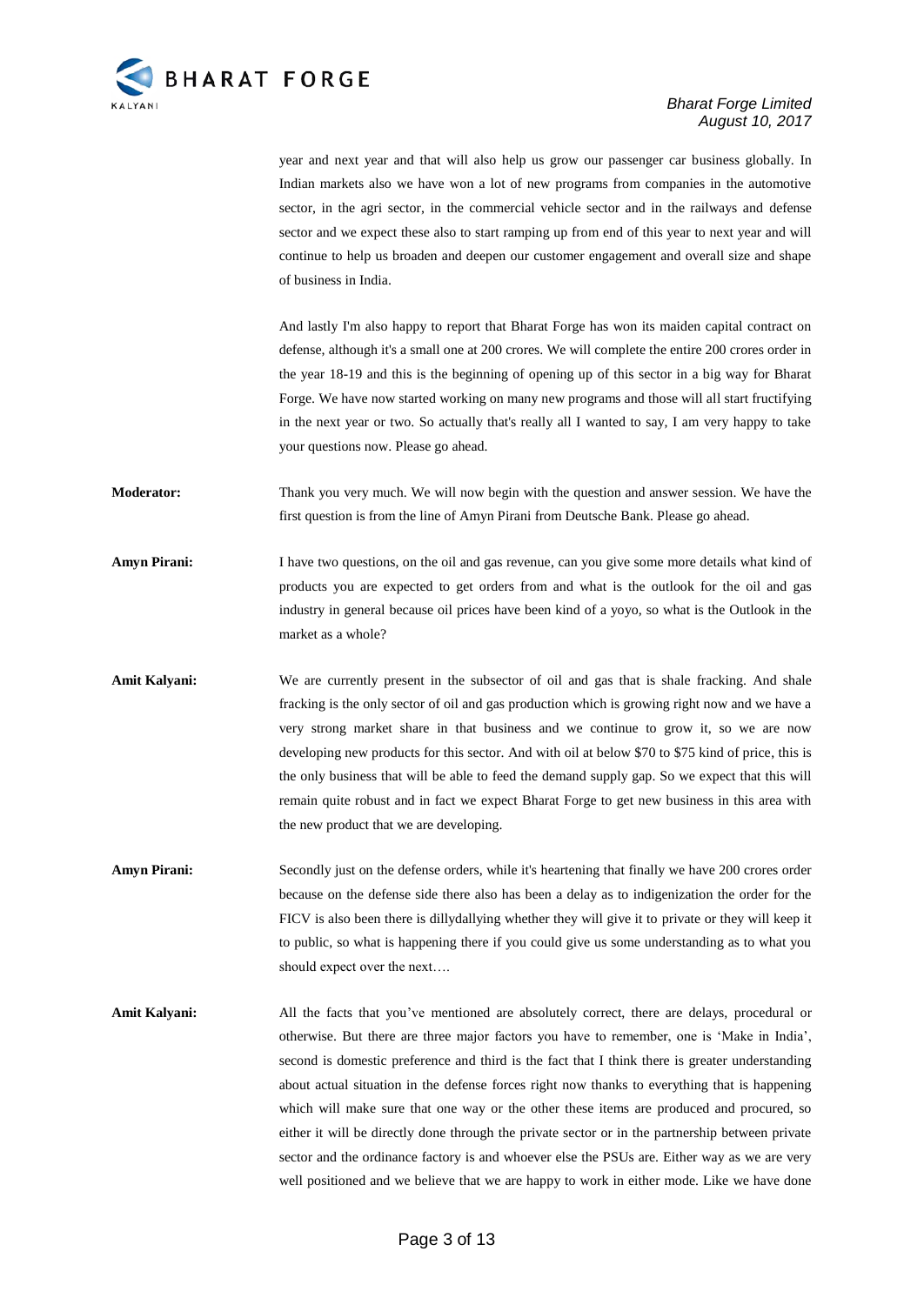year and next year and that will also help us grow our passenger car business globally. In Indian markets also we have won a lot of new programs from companies in the automotive sector, in the agri sector, in the commercial vehicle sector and in the railways and defense sector and we expect these also to start ramping up from end of this year to next year and will continue to help us broaden and deepen our customer engagement and overall size and shape of business in India.

And lastly I'm also happy to report that Bharat Forge has won its maiden capital contract on defense, although it's a small one at 200 crores. We will complete the entire 200 crores order in the year 18-19 and this is the beginning of opening up of this sector in a big way for Bharat Forge. We have now started working on many new programs and those will all start fructifying in the next year or two. So actually that's really all I wanted to say, I am very happy to take your questions now. Please go ahead.

**Moderator:** Thank you very much. We will now begin with the question and answer session. We have the first question is from the line of Amyn Pirani from Deutsche Bank. Please go ahead.

**Amyn Pirani:** I have two questions, on the oil and gas revenue, can you give some more details what kind of products you are expected to get orders from and what is the outlook for the oil and gas industry in general because oil prices have been kind of a yoyo, so what is the Outlook in the market as a whole?

**Amit Kalyani:** We are currently present in the subsector of oil and gas that is shale fracking. And shale fracking is the only sector of oil and gas production which is growing right now and we have a very strong market share in that business and we continue to grow it, so we are now developing new products for this sector. And with oil at below $70 to $75 kind of price, this is the only business that will be able to feed the demand supply gap. So we expect that this will remain quite robust and in fact we expect Bharat Forge to get new business in this area with the new product that we are developing.

**Amyn Pirani:** Secondly just on the defense orders, while it's heartening that finally we have 200 crores order because on the defense side there also has been a delay as to indigenization the order for the FICV is also been there is dillydallying whether they will give it to private or they will keep it to public, so what is happening there if you could give us some understanding as to what you should expect over the next….

**Amit Kalyani:** All the facts that you've mentioned are absolutely correct, there are delays, procedural or otherwise. But there are three major factors you have to remember, one is 'Make in India', second is domestic preference and third is the fact that I think there is greater understanding about actual situation in the defense forces right now thanks to everything that is happening which will make sure that one way or the other these items are produced and procured, so either it will be directly done through the private sector or in the partnership between private sector and the ordinance factory is and whoever else the PSUs are. Either way as we are very well positioned and we believe that we are happy to work in either mode. Like we have done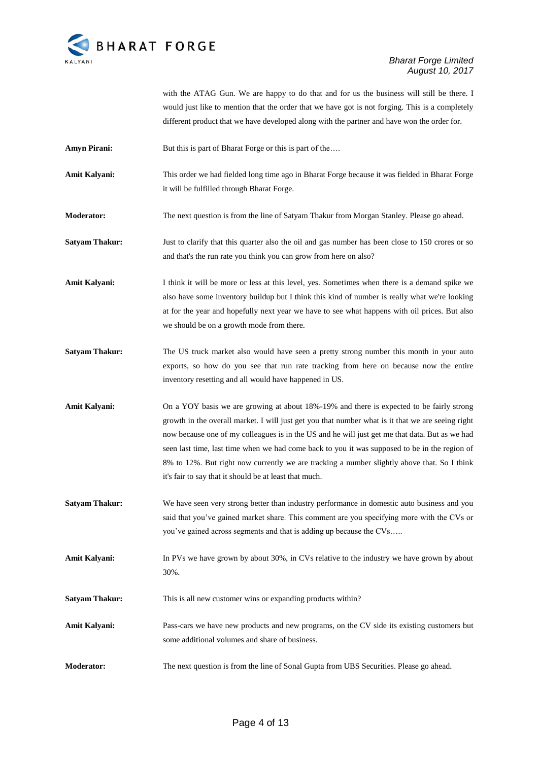with the ATAG Gun. We are happy to do that and for us the business will still be there. I would just like to mention that the order that we have got is not forging. This is a completely different product that we have developed along with the partner and have won the order for.

**Amyn Pirani:** But this is part of Bharat Forge or this is part of the….

**Amit Kalyani:** This order we had fielded long time ago in Bharat Forge because it was fielded in Bharat Forge it will be fulfilled through Bharat Forge.

**Moderator:** The next question is from the line of Satyam Thakur from Morgan Stanley. Please go ahead.

**Satyam Thakur:** Just to clarify that this quarter also the oil and gas number has been close to 150 crores or so and that's the run rate you think you can grow from here on also?

**Amit Kalyani:** I think it will be more or less at this level, yes. Sometimes when there is a demand spike we also have some inventory buildup but I think this kind of number is really what we're looking at for the year and hopefully next year we have to see what happens with oil prices. But also we should be on a growth mode from there.

**Satyam Thakur:** The US truck market also would have seen a pretty strong number this month in your auto exports, so how do you see that run rate tracking from here on because now the entire inventory resetting and all would have happened in US.

**Amit Kalyani:** On a YOY basis we are growing at about 18%-19% and there is expected to be fairly strong growth in the overall market. I will just get you that number what is it that we are seeing right now because one of my colleagues is in the US and he will just get me that data. But as we had seen last time, last time when we had come back to you it was supposed to be in the region of 8% to 12%. But right now currently we are tracking a number slightly above that. So I think it's fair to say that it should be at least that much.

**Satyam Thakur:** We have seen very strong better than industry performance in domestic auto business and you said that you've gained market share. This comment are you specifying more with the CVs or you've gained across segments and that is adding up because the CVs…..

**Amit Kalyani:** In PVs we have grown by about 30%, in CVs relative to the industry we have grown by about 30%.

**Satyam Thakur:** This is all new customer wins or expanding products within?

**Amit Kalyani:** Pass-cars we have new products and new programs, on the CV side its existing customers but some additional volumes and share of business.

**Moderator:** The next question is from the line of Sonal Gupta from UBS Securities. Please go ahead.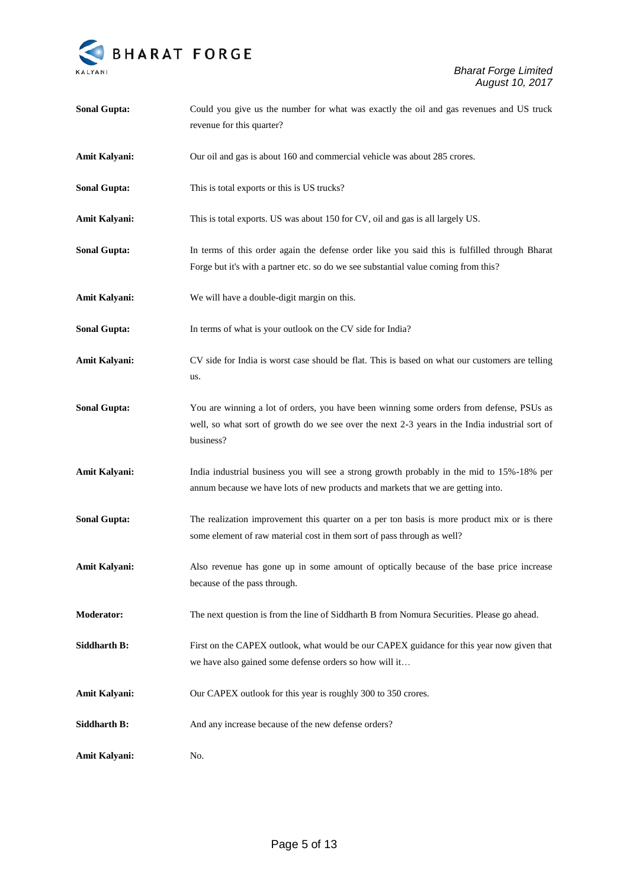**Sonal Gupta:** Could you give us the number for what was exactly the oil and gas revenues and US truck revenue for this quarter?

**Amit Kalyani:** Our oil and gas is about 160 and commercial vehicle was about 285 crores.

**Sonal Gupta:** This is total exports or this is US trucks?

**Amit Kalyani:** This is total exports. US was about 150 for CV, oil and gas is all largely US.

**Sonal Gupta:** In terms of this order again the defense order like you said this is fulfilled through Bharat Forge but it's with a partner etc. so do we see substantial value coming from this?

**Amit Kalyani:** We will have a double-digit margin on this.

**Sonal Gupta:** In terms of what is your outlook on the CV side for India?

**Amit Kalyani:** CV side for India is worst case should be flat. This is based on what our customers are telling us.

**Sonal Gupta:** You are winning a lot of orders, you have been winning some orders from defense, PSUs as well, so what sort of growth do we see over the next 2-3 years in the India industrial sort of business?

**Amit Kalyani:** India industrial business you will see a strong growth probably in the mid to 15%-18% per annum because we have lots of new products and markets that we are getting into.

**Sonal Gupta:** The realization improvement this quarter on a per ton basis is more product mix or is there some element of raw material cost in them sort of pass through as well?

**Amit Kalyani:** Also revenue has gone up in some amount of optically because of the base price increase because of the pass through.

**Moderator:** The next question is from the line of Siddharth B from Nomura Securities. Please go ahead.

**Siddharth B:** First on the CAPEX outlook, what would be our CAPEX guidance for this year now given that we have also gained some defense orders so how will it…

**Amit Kalyani:** Our CAPEX outlook for this year is roughly 300 to 350 crores.

**Siddharth B:** And any increase because of the new defense orders?

**Amit Kalyani:** No.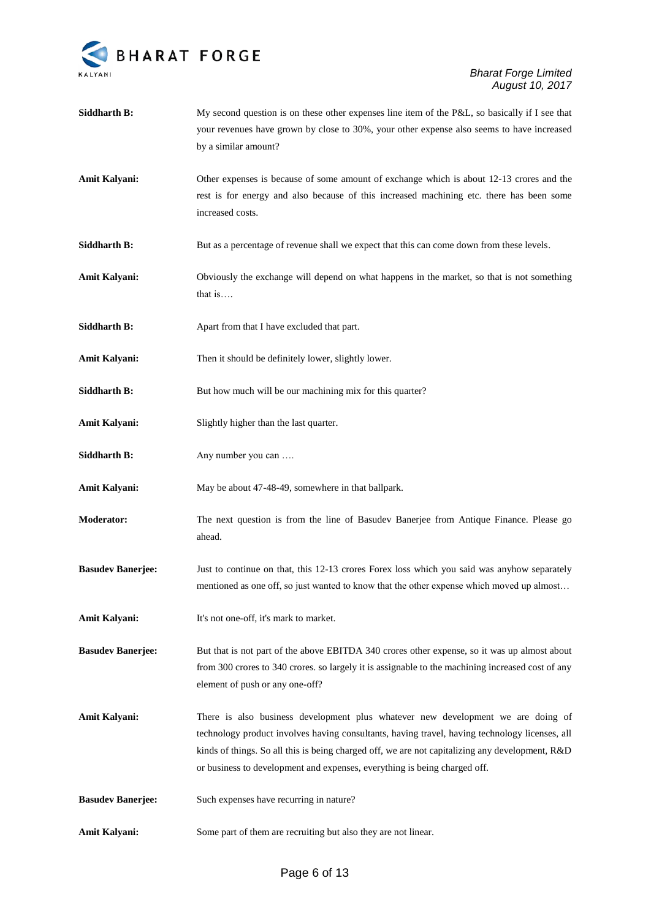**Siddharth B:** My second question is on these other expenses line item of the P&L, so basically if I see that your revenues have grown by close to 30%, your other expense also seems to have increased by a similar amount?

**Amit Kalyani:** Other expenses is because of some amount of exchange which is about 12-13 crores and the rest is for energy and also because of this increased machining etc. there has been some increased costs.

**Siddharth B:** But as a percentage of revenue shall we expect that this can come down from these levels.

**Amit Kalyani:** Obviously the exchange will depend on what happens in the market, so that is not something that is….

**Siddharth B:** Apart from that I have excluded that part.

**Amit Kalyani:** Then it should be definitely lower, slightly lower.

**Siddharth B:** But how much will be our machining mix for this quarter?

**Amit Kalyani:** Slightly higher than the last quarter.

**Siddharth B:** Any number you can ….

**Amit Kalyani:** May be about 47-48-49, somewhere in that ballpark.

**Moderator:** The next question is from the line of Basudev Banerjee from Antique Finance. Please go ahead.

**Basudev Banerjee:** Just to continue on that, this 12-13 crores Forex loss which you said was anyhow separately mentioned as one off, so just wanted to know that the other expense which moved up almost…

**Amit Kalyani:** It's not one-off, it's mark to market.

**Basudev Banerjee:** But that is not part of the above EBITDA 340 crores other expense, so it was up almost about from 300 crores to 340 crores. so largely it is assignable to the machining increased cost of any element of push or any one-off?

**Amit Kalyani:** There is also business development plus whatever new development we are doing of technology product involves having consultants, having travel, having technology licenses, all kinds of things. So all this is being charged off, we are not capitalizing any development, R&D or business to development and expenses, everything is being charged off.

**Basudev Banerjee:** Such expenses have recurring in nature?

**Amit Kalyani:** Some part of them are recruiting but also they are not linear.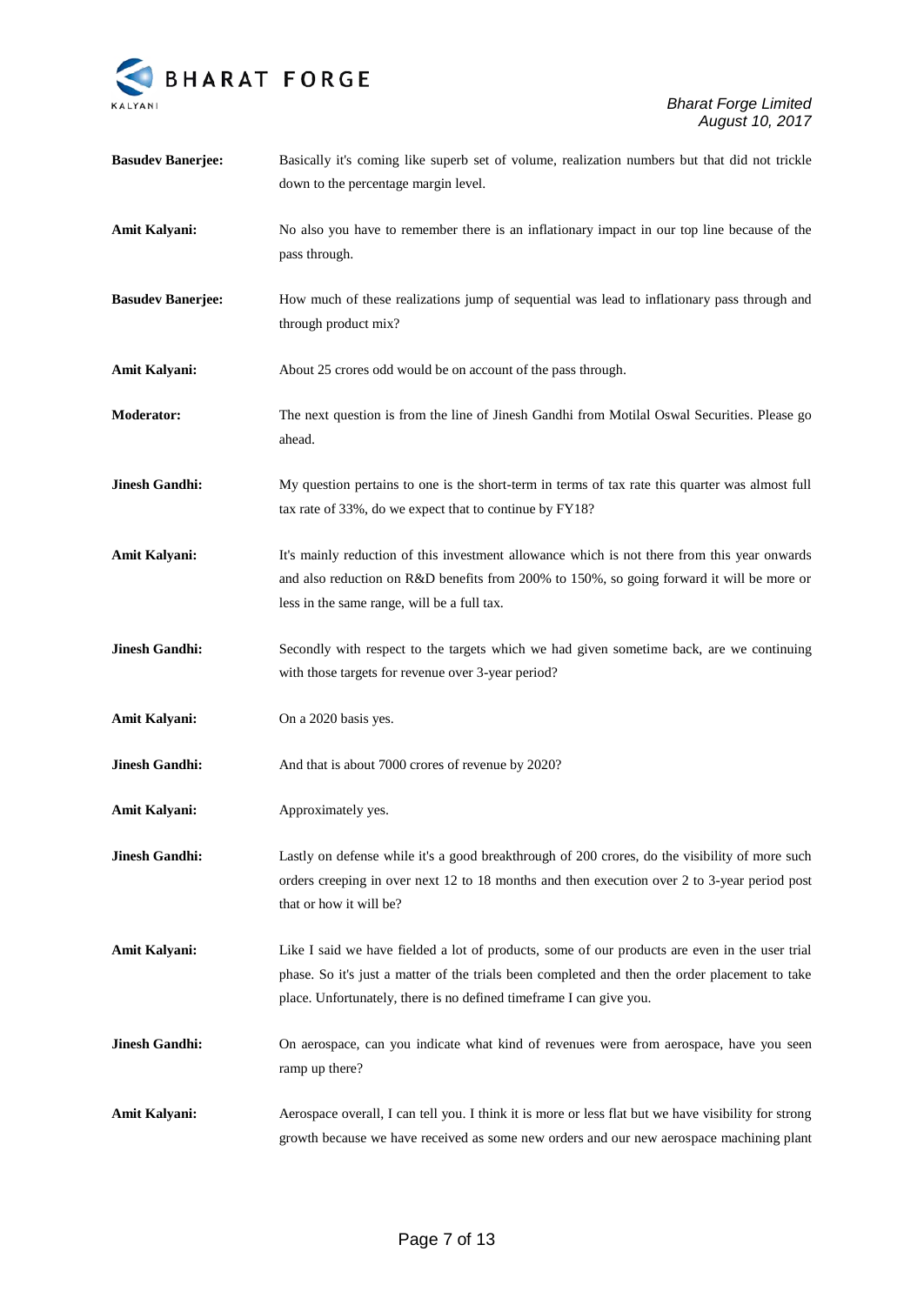**Basudev Banerjee:** Basically it's coming like superb set of volume, realization numbers but that did not trickle down to the percentage margin level.

**Amit Kalyani:** No also you have to remember there is an inflationary impact in our top line because of the pass through.

**Basudev Banerjee:** How much of these realizations jump of sequential was lead to inflationary pass through and through product mix?

**Amit Kalyani:** About 25 crores odd would be on account of the pass through.

**Moderator:** The next question is from the line of Jinesh Gandhi from Motilal Oswal Securities. Please go ahead.

**Jinesh Gandhi:** My question pertains to one is the short-term in terms of tax rate this quarter was almost full tax rate of 33%, do we expect that to continue by FY18?

**Amit Kalyani:** It's mainly reduction of this investment allowance which is not there from this year onwards and also reduction on R&D benefits from 200% to 150%, so going forward it will be more or less in the same range, will be a full tax.

**Jinesh Gandhi:** Secondly with respect to the targets which we had given sometime back, are we continuing with those targets for revenue over 3-year period?

**Amit Kalyani:** On a 2020 basis yes.

**Jinesh Gandhi:** And that is about 7000 crores of revenue by 2020?

**Amit Kalyani:** Approximately yes.

**Jinesh Gandhi:** Lastly on defense while it's a good breakthrough of 200 crores, do the visibility of more such orders creeping in over next 12 to 18 months and then execution over 2 to 3-year period post that or how it will be?

**Amit Kalyani:** Like I said we have fielded a lot of products, some of our products are even in the user trial phase. So it's just a matter of the trials been completed and then the order placement to take place. Unfortunately, there is no defined timeframe I can give you.

**Jinesh Gandhi:** On aerospace, can you indicate what kind of revenues were from aerospace, have you seen ramp up there?

**Amit Kalyani:** Aerospace overall, I can tell you. I think it is more or less flat but we have visibility for strong growth because we have received as some new orders and our new aerospace machining plant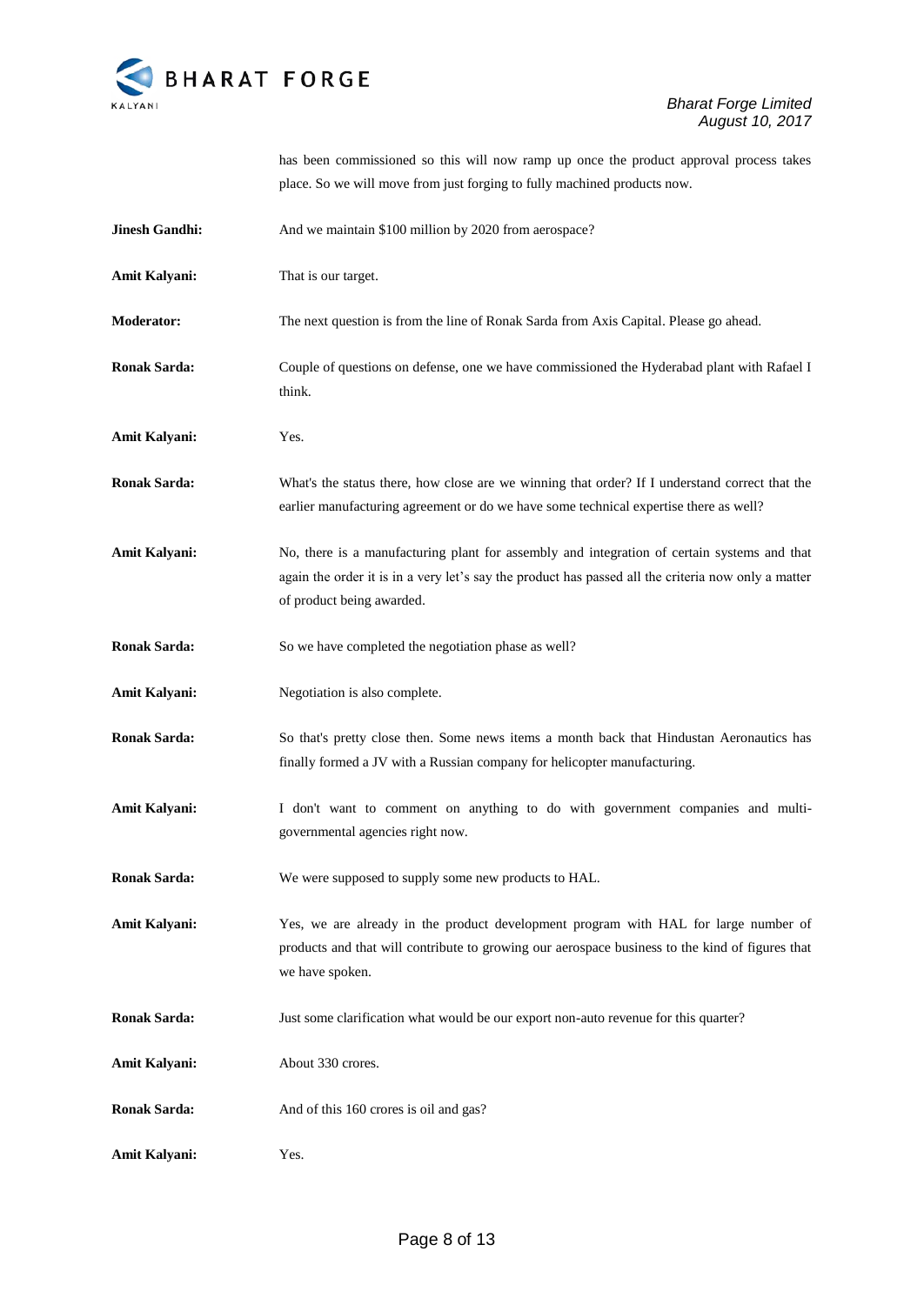has been commissioned so this will now ramp up once the product approval process takes place. So we will move from just forging to fully machined products now.

**Jinesh Gandhi:** And we maintain $100 million by 2020 from aerospace?

**Amit Kalyani:** That is our target.

**Moderator:** The next question is from the line of Ronak Sarda from Axis Capital. Please go ahead.

**Ronak Sarda:** Couple of questions on defense, one we have commissioned the Hyderabad plant with Rafael I think.

**Amit Kalyani:** Yes.

**Ronak Sarda:** What's the status there, how close are we winning that order? If I understand correct that the earlier manufacturing agreement or do we have some technical expertise there as well?

**Amit Kalyani:** No, there is a manufacturing plant for assembly and integration of certain systems and that again the order it is in a very let's say the product has passed all the criteria now only a matter of product being awarded.

**Ronak Sarda:** So we have completed the negotiation phase as well?

**Amit Kalyani:** Negotiation is also complete.

**Ronak Sarda:** So that's pretty close then. Some news items a month back that Hindustan Aeronautics has finally formed a JV with a Russian company for helicopter manufacturing.

**Amit Kalyani:** I don't want to comment on anything to do with government companies and multi-governmental agencies right now.

**Ronak Sarda:** We were supposed to supply some new products to HAL.

**Amit Kalyani:** Yes, we are already in the product development program with HAL for large number of products and that will contribute to growing our aerospace business to the kind of figures that we have spoken.

**Ronak Sarda:** Just some clarification what would be our export non-auto revenue for this quarter?

**Amit Kalyani:** About 330 crores.

**Ronak Sarda:** And of this 160 crores is oil and gas?

**Amit Kalyani:** Yes.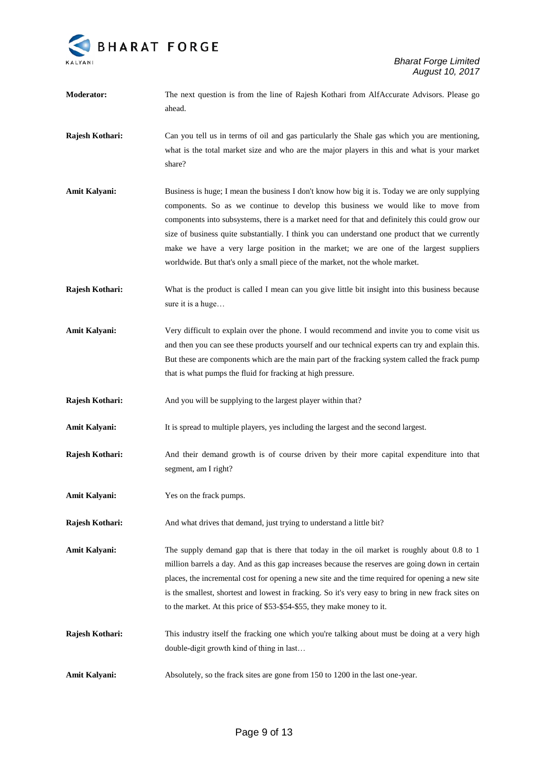**Moderator:** The next question is from the line of Rajesh Kothari from AlfAccurate Advisors. Please go ahead.

**Rajesh Kothari:** Can you tell us in terms of oil and gas particularly the Shale gas which you are mentioning, what is the total market size and who are the major players in this and what is your market share?

**Amit Kalyani:** Business is huge; I mean the business I don't know how big it is. Today we are only supplying components. So as we continue to develop this business we would like to move from components into subsystems, there is a market need for that and definitely this could grow our size of business quite substantially. I think you can understand one product that we currently make we have a very large position in the market; we are one of the largest suppliers worldwide. But that's only a small piece of the market, not the whole market.

**Rajesh Kothari:** What is the product is called I mean can you give little bit insight into this business because sure it is a huge…

**Amit Kalyani:** Very difficult to explain over the phone. I would recommend and invite you to come visit us and then you can see these products yourself and our technical experts can try and explain this. But these are components which are the main part of the fracking system called the frack pump that is what pumps the fluid for fracking at high pressure.

**Rajesh Kothari:** And you will be supplying to the largest player within that?

**Amit Kalyani:** It is spread to multiple players, yes including the largest and the second largest.

**Rajesh Kothari:** And their demand growth is of course driven by their more capital expenditure into that segment, am I right?

**Amit Kalyani:** Yes on the frack pumps.

**Rajesh Kothari:** And what drives that demand, just trying to understand a little bit?

**Amit Kalyani:** The supply demand gap that is there that today in the oil market is roughly about 0.8 to 1 million barrels a day. And as this gap increases because the reserves are going down in certain places, the incremental cost for opening a new site and the time required for opening a new site is the smallest, shortest and lowest in fracking. So it's very easy to bring in new frack sites on to the market. At this price of $53-$54-$55, they make money to it.

**Rajesh Kothari:** This industry itself the fracking one which you're talking about must be doing at a very high double-digit growth kind of thing in last…

**Amit Kalyani:** Absolutely, so the frack sites are gone from 150 to 1200 in the last one-year.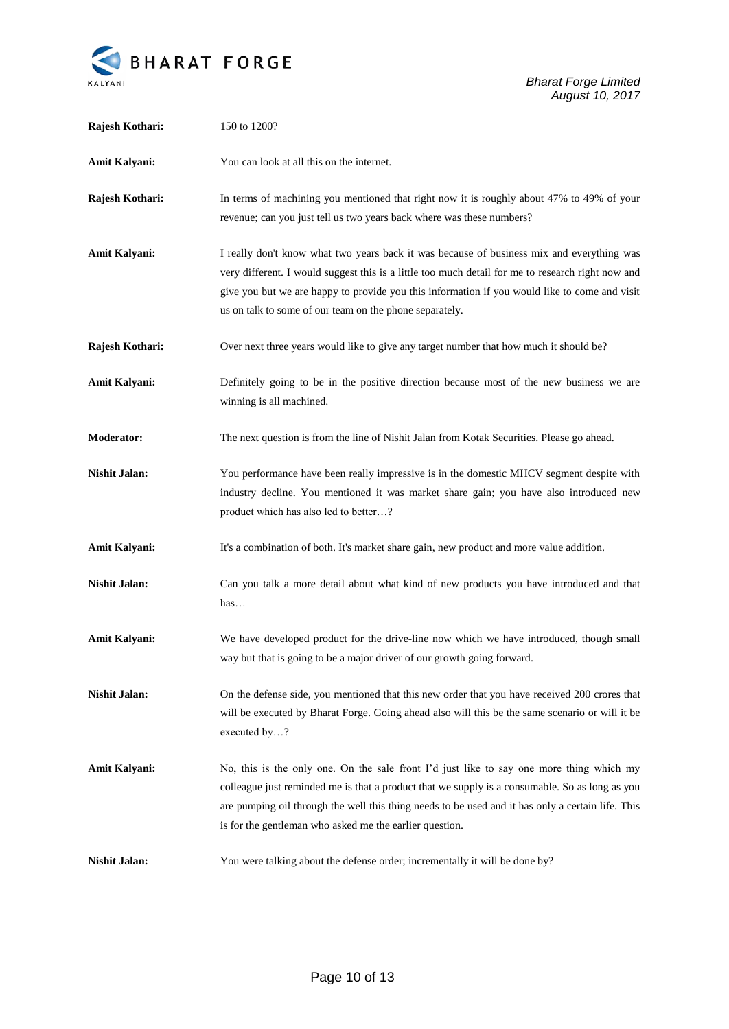**Rajesh Kothari:** 150 to 1200?

**Amit Kalyani:** You can look at all this on the internet.

**Rajesh Kothari:** In terms of machining you mentioned that right now it is roughly about 47% to 49% of your revenue; can you just tell us two years back where was these numbers?

**Amit Kalyani:** I really don't know what two years back it was because of business mix and everything was very different. I would suggest this is a little too much detail for me to research right now and give you but we are happy to provide you this information if you would like to come and visit us on talk to some of our team on the phone separately.

**Rajesh Kothari:** Over next three years would like to give any target number that how much it should be?

**Amit Kalyani:** Definitely going to be in the positive direction because most of the new business we are winning is all machined.

**Moderator:** The next question is from the line of Nishit Jalan from Kotak Securities. Please go ahead.

**Nishit Jalan:** You performance have been really impressive is in the domestic MHCV segment despite with industry decline. You mentioned it was market share gain; you have also introduced new product which has also led to better…?

**Amit Kalyani:** It's a combination of both. It's market share gain, new product and more value addition.

**Nishit Jalan:** Can you talk a more detail about what kind of new products you have introduced and that has…

**Amit Kalyani:** We have developed product for the drive-line now which we have introduced, though small way but that is going to be a major driver of our growth going forward.

**Nishit Jalan:** On the defense side, you mentioned that this new order that you have received 200 crores that will be executed by Bharat Forge. Going ahead also will this be the same scenario or will it be executed by…?

**Amit Kalyani:** No, this is the only one. On the sale front I'd just like to say one more thing which my colleague just reminded me is that a product that we supply is a consumable. So as long as you are pumping oil through the well this thing needs to be used and it has only a certain life. This is for the gentleman who asked me the earlier question.

**Nishit Jalan:** You were talking about the defense order; incrementally it will be done by?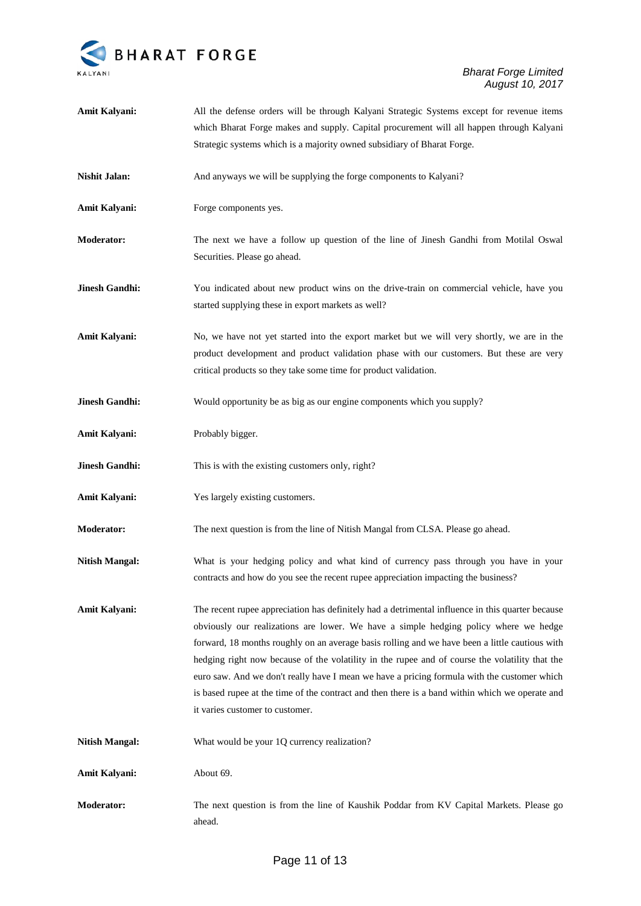**Amit Kalyani:** All the defense orders will be through Kalyani Strategic Systems except for revenue items which Bharat Forge makes and supply. Capital procurement will all happen through Kalyani Strategic systems which is a majority owned subsidiary of Bharat Forge.

**Nishit Jalan:** And anyways we will be supplying the forge components to Kalyani?

**Amit Kalyani:** Forge components yes.

**Moderator:** The next we have a follow up question of the line of Jinesh Gandhi from Motilal Oswal Securities. Please go ahead.

**Jinesh Gandhi:** You indicated about new product wins on the drive-train on commercial vehicle, have you started supplying these in export markets as well?

**Amit Kalyani:** No, we have not yet started into the export market but we will very shortly, we are in the product development and product validation phase with our customers. But these are very critical products so they take some time for product validation.

**Jinesh Gandhi:** Would opportunity be as big as our engine components which you supply?

**Amit Kalyani:** Probably bigger.

**Jinesh Gandhi:** This is with the existing customers only, right?

**Amit Kalyani:** Yes largely existing customers.

**Moderator:** The next question is from the line of Nitish Mangal from CLSA. Please go ahead.

**Nitish Mangal:** What is your hedging policy and what kind of currency pass through you have in your contracts and how do you see the recent rupee appreciation impacting the business?

**Amit Kalyani:** The recent rupee appreciation has definitely had a detrimental influence in this quarter because obviously our realizations are lower. We have a simple hedging policy where we hedge forward, 18 months roughly on an average basis rolling and we have been a little cautious with hedging right now because of the volatility in the rupee and of course the volatility that the euro saw. And we don't really have I mean we have a pricing formula with the customer which is based rupee at the time of the contract and then there is a band within which we operate and it varies customer to customer.

**Nitish Mangal:** What would be your 1Q currency realization?

**Amit Kalyani:** About 69.

**Moderator:** The next question is from the line of Kaushik Poddar from KV Capital Markets. Please go ahead.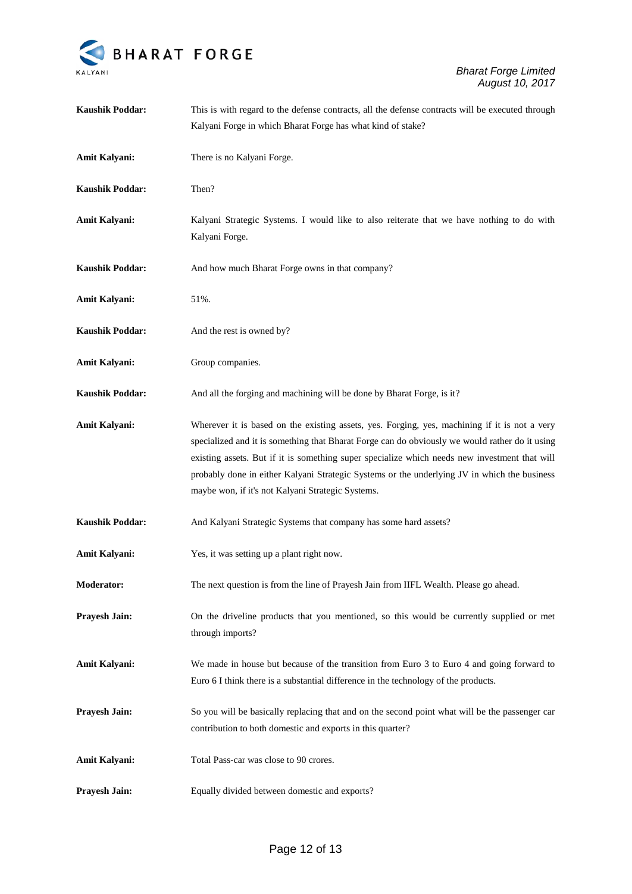**Kaushik Poddar:** This is with regard to the defense contracts, all the defense contracts will be executed through Kalyani Forge in which Bharat Forge has what kind of stake?

**Amit Kalyani:** There is no Kalyani Forge.

**Kaushik Poddar:** Then?

**Amit Kalyani:** Kalyani Strategic Systems. I would like to also reiterate that we have nothing to do with Kalyani Forge.

**Kaushik Poddar:** And how much Bharat Forge owns in that company?

**Amit Kalyani:** 51%.

**Kaushik Poddar:** And the rest is owned by?

**Amit Kalyani:** Group companies.

**Kaushik Poddar:** And all the forging and machining will be done by Bharat Forge, is it?

**Amit Kalyani:** Wherever it is based on the existing assets, yes. Forging, yes, machining if it is not a very specialized and it is something that Bharat Forge can do obviously we would rather do it using existing assets. But if it is something super specialize which needs new investment that will probably done in either Kalyani Strategic Systems or the underlying JV in which the business maybe won, if it's not Kalyani Strategic Systems.

**Kaushik Poddar:** And Kalyani Strategic Systems that company has some hard assets?

**Amit Kalyani:** Yes, it was setting up a plant right now.

**Moderator:** The next question is from the line of Prayesh Jain from IIFL Wealth. Please go ahead.

**Prayesh Jain:** On the driveline products that you mentioned, so this would be currently supplied or met through imports?

**Amit Kalyani:** We made in house but because of the transition from Euro 3 to Euro 4 and going forward to Euro 6 I think there is a substantial difference in the technology of the products.

**Prayesh Jain:** So you will be basically replacing that and on the second point what will be the passenger car contribution to both domestic and exports in this quarter?

**Amit Kalyani:** Total Pass-car was close to 90 crores.

**Prayesh Jain:** Equally divided between domestic and exports?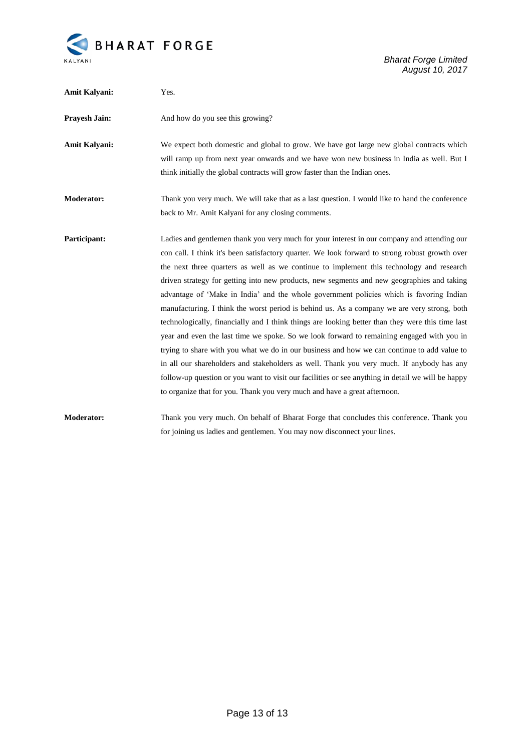**Amit Kalyani:** Yes.

**Prayesh Jain:** And how do you see this growing?

**Amit Kalyani:** We expect both domestic and global to grow. We have got large new global contracts which will ramp up from next year onwards and we have won new business in India as well. But I think initially the global contracts will grow faster than the Indian ones.

**Moderator:** Thank you very much. We will take that as a last question. I would like to hand the conference back to Mr. Amit Kalyani for any closing comments.

**Participant:** Ladies and gentlemen thank you very much for your interest in our company and attending our con call. I think it's been satisfactory quarter. We look forward to strong robust growth over the next three quarters as well as we continue to implement this technology and research driven strategy for getting into new products, new segments and new geographies and taking advantage of 'Make in India' and the whole government policies which is favoring Indian manufacturing. I think the worst period is behind us. As a company we are very strong, both technologically, financially and I think things are looking better than they were this time last year and even the last time we spoke. So we look forward to remaining engaged with you in trying to share with you what we do in our business and how we can continue to add value to in all our shareholders and stakeholders as well. Thank you very much. If anybody has any follow-up question or you want to visit our facilities or see anything in detail we will be happy to organize that for you. Thank you very much and have a great afternoon.

**Moderator:** Thank you very much. On behalf of Bharat Forge that concludes this conference. Thank you for joining us ladies and gentlemen. You may now disconnect your lines.